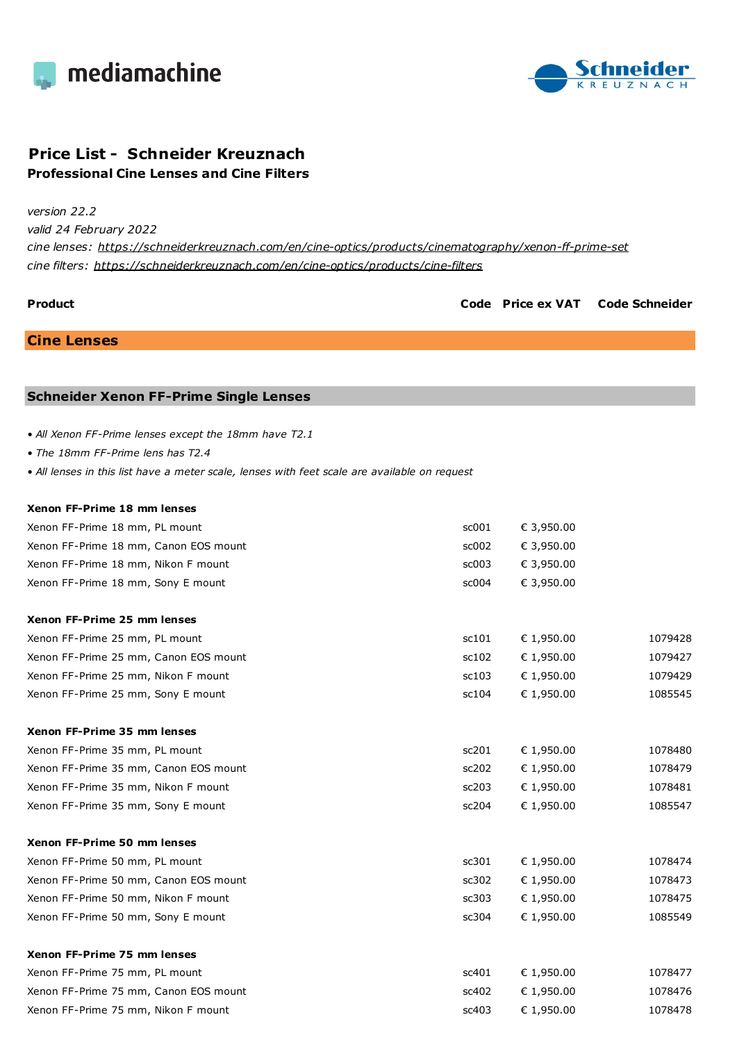mediamachine

Schneider KREUZNACH

# Price List - Schneider Kreuznach

## Professional Cine Lenses and Cine Filters

*version 22.2*

*valid 24 February 2022*

*cine lenses: https://schneiderkreuznach.com/en/cine-optics/products/cinematography/xenon-ff-prime-set*

*cine filters: https://schneiderkreuznach.com/en/cine-optics/products/cine-filters*

| Product | Code | Price ex VAT | Code Schneider |
|---|---|---|---|

## Cine Lenses

### Schneider Xenon FF-Prime Single Lenses

- *All Xenon FF-Prime lenses except the 18mm have T2.1*
- *The 18mm FF-Prime lens has T2.4*
- *All lenses in this list have a meter scale, lenses with feet scale are available on request*

| Product | Code | Price ex VAT | Code Schneider |
|---|---|---|---|
| **Xenon FF-Prime 18 mm lenses** | | | |
| Xenon FF-Prime 18 mm, PL mount | sc001 | € 3,950.00 | |
| Xenon FF-Prime 18 mm, Canon EOS mount | sc002 | € 3,950.00 | |
| Xenon FF-Prime 18 mm, Nikon F mount | sc003 | € 3,950.00 | |
| Xenon FF-Prime 18 mm, Sony E mount | sc004 | € 3,950.00 | |
| **Xenon FF-Prime 25 mm lenses** | | | |
| Xenon FF-Prime 25 mm, PL mount | sc101 | € 1,950.00 | 1079428 |
| Xenon FF-Prime 25 mm, Canon EOS mount | sc102 | € 1,950.00 | 1079427 |
| Xenon FF-Prime 25 mm, Nikon F mount | sc103 | € 1,950.00 | 1079429 |
| Xenon FF-Prime 25 mm, Sony E mount | sc104 | € 1,950.00 | 1085545 |
| **Xenon FF-Prime 35 mm lenses** | | | |
| Xenon FF-Prime 35 mm, PL mount | sc201 | € 1,950.00 | 1078480 |
| Xenon FF-Prime 35 mm, Canon EOS mount | sc202 | € 1,950.00 | 1078479 |
| Xenon FF-Prime 35 mm, Nikon F mount | sc203 | € 1,950.00 | 1078481 |
| Xenon FF-Prime 35 mm, Sony E mount | sc204 | € 1,950.00 | 1085547 |
| **Xenon FF-Prime 50 mm lenses** | | | |
| Xenon FF-Prime 50 mm, PL mount | sc301 | € 1,950.00 | 1078474 |
| Xenon FF-Prime 50 mm, Canon EOS mount | sc302 | € 1,950.00 | 1078473 |
| Xenon FF-Prime 50 mm, Nikon F mount | sc303 | € 1,950.00 | 1078475 |
| Xenon FF-Prime 50 mm, Sony E mount | sc304 | € 1,950.00 | 1085549 |
| **Xenon FF-Prime 75 mm lenses** | | | |
| Xenon FF-Prime 75 mm, PL mount | sc401 | € 1,950.00 | 1078477 |
| Xenon FF-Prime 75 mm, Canon EOS mount | sc402 | € 1,950.00 | 1078476 |
| Xenon FF-Prime 75 mm, Nikon F mount | sc403 | € 1,950.00 | 1078478 |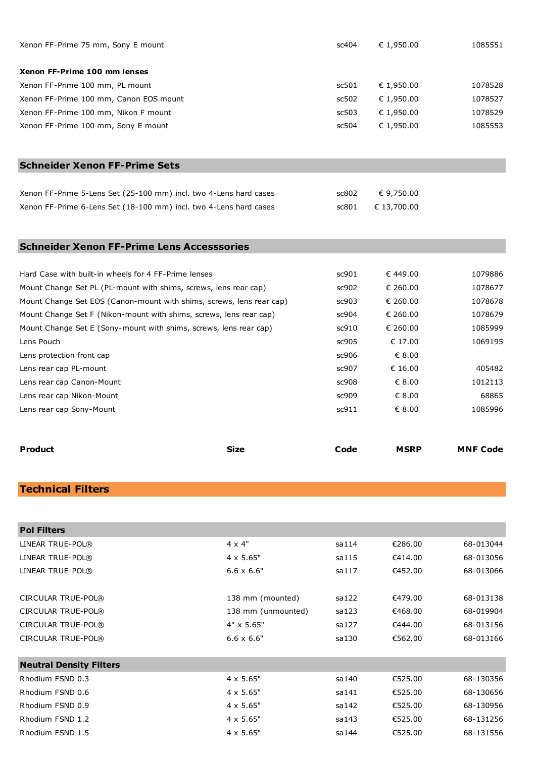| | | | |
|---|---|---|---|
| Xenon FF-Prime 75 mm, Sony E mount | sc404 | € 1,950.00 | 1085551 |
| **Xenon FF-Prime 100 mm lenses** | | | |
| Xenon FF-Prime 100 mm, PL mount | sc501 | € 1,950.00 | 1078528 |
| Xenon FF-Prime 100 mm, Canon EOS mount | sc502 | € 1,950.00 | 1078527 |
| Xenon FF-Prime 100 mm, Nikon F mount | sc503 | € 1,950.00 | 1078529 |
| Xenon FF-Prime 100 mm, Sony E mount | sc504 | € 1,950.00 | 1085553 |

## Schneider Xenon FF-Prime Sets

| | | | |
|---|---|---|---|
| Xenon FF-Prime 5-Lens Set (25-100 mm) incl. two 4-Lens hard cases | sc802 | € 9,750.00 | |
| Xenon FF-Prime 6-Lens Set (18-100 mm) incl. two 4-Lens hard cases | sc801 | € 13,700.00 | |

## Schneider Xenon FF-Prime Lens Accesssories

| | | | |
|---|---|---|---|
| Hard Case with built-in wheels for 4 FF-Prime lenses | sc901 | € 449.00 | 1079886 |
| Mount Change Set PL (PL-mount with shims, screws, lens rear cap) | sc902 | € 260.00 | 1078677 |
| Mount Change Set EOS (Canon-mount with shims, screws, lens rear cap) | sc903 | € 260.00 | 1078678 |
| Mount Change Set F (Nikon-mount with shims, screws, lens rear cap) | sc904 | € 260.00 | 1078679 |
| Mount Change Set E (Sony-mount with shims, screws, lens rear cap) | sc910 | € 260.00 | 1085999 |
| Lens Pouch | sc905 | € 17.00 | 1069195 |
| Lens protection front cap | sc906 | € 8.00 | |
| Lens rear cap PL-mount | sc907 | € 16.00 | 405482 |
| Lens rear cap Canon-Mount | sc908 | € 8.00 | 1012113 |
| Lens rear cap Nikon-Mount | sc909 | € 8.00 | 68865 |
| Lens rear cap Sony-Mount | sc911 | € 8.00 | 1085996 |

## Technical Filters

| Product | Size | Code | MSRP | MNF Code |
|---|---|---|---|---|
| **Pol Filters** | | | | |
| LINEAR TRUE-POL® | 4 x 4" | sa114 | €286.00 | 68-013044 |
| LINEAR TRUE-POL® | 4 x 5.65" | sa115 | €414.00 | 68-013056 |
| LINEAR TRUE-POL® | 6.6 x 6.6" | sa117 | €452.00 | 68-013066 |
| CIRCULAR TRUE-POL® | 138 mm (mounted) | sa122 | €479.00 | 68-013138 |
| CIRCULAR TRUE-POL® | 138 mm (unmounted) | sa123 | €468.00 | 68-019904 |
| CIRCULAR TRUE-POL® | 4" x 5.65" | sa127 | €444.00 | 68-013156 |
| CIRCULAR TRUE-POL® | 6.6 x 6.6" | sa130 | €562.00 | 68-013166 |
| **Neutral Density Filters** | | | | |
| Rhodium FSND 0.3 | 4 x 5.65" | sa140 | €525.00 | 68-130356 |
| Rhodium FSND 0.6 | 4 x 5.65" | sa141 | €525.00 | 68-130656 |
| Rhodium FSND 0.9 | 4 x 5.65" | sa142 | €525.00 | 68-130956 |
| Rhodium FSND 1.2 | 4 x 5.65" | sa143 | €525.00 | 68-131256 |
| Rhodium FSND 1.5 | 4 x 5.65" | sa144 | €525.00 | 68-131556 |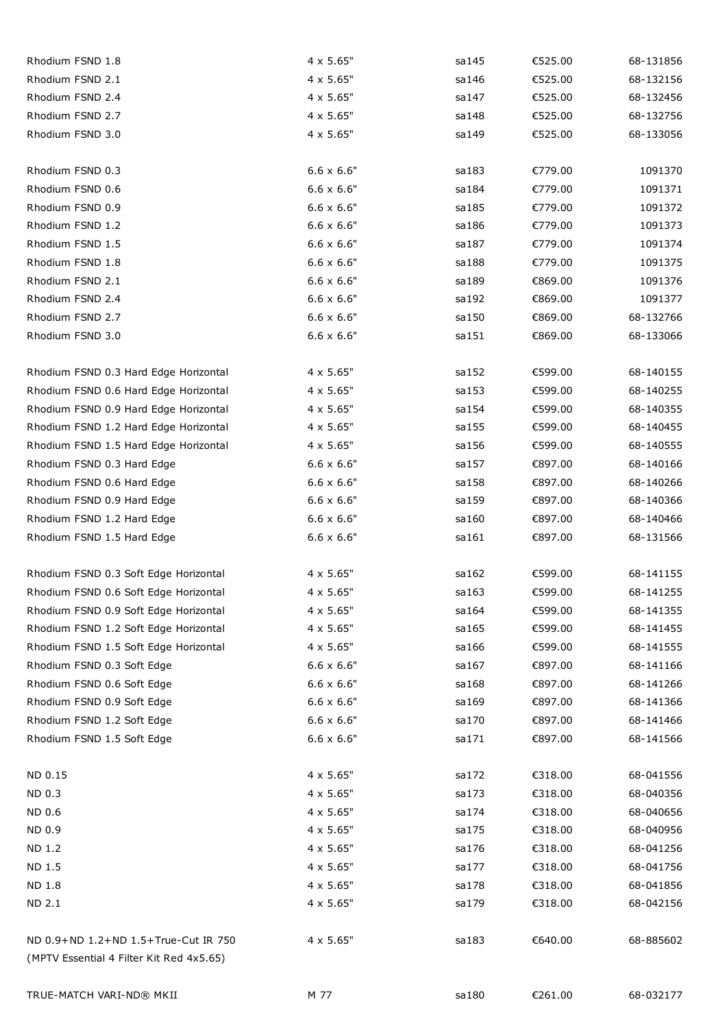| | | | | |
|---|---|---|---|---|
| Rhodium FSND 1.8 | 4 x 5.65" | sa145 | €525.00 | 68-131856 |
| Rhodium FSND 2.1 | 4 x 5.65" | sa146 | €525.00 | 68-132156 |
| Rhodium FSND 2.4 | 4 x 5.65" | sa147 | €525.00 | 68-132456 |
| Rhodium FSND 2.7 | 4 x 5.65" | sa148 | €525.00 | 68-132756 |
| Rhodium FSND 3.0 | 4 x 5.65" | sa149 | €525.00 | 68-133056 |
| | | | | |
| Rhodium FSND 0.3 | 6.6 x 6.6" | sa183 | €779.00 | 1091370 |
| Rhodium FSND 0.6 | 6.6 x 6.6" | sa184 | €779.00 | 1091371 |
| Rhodium FSND 0.9 | 6.6 x 6.6" | sa185 | €779.00 | 1091372 |
| Rhodium FSND 1.2 | 6.6 x 6.6" | sa186 | €779.00 | 1091373 |
| Rhodium FSND 1.5 | 6.6 x 6.6" | sa187 | €779.00 | 1091374 |
| Rhodium FSND 1.8 | 6.6 x 6.6" | sa188 | €779.00 | 1091375 |
| Rhodium FSND 2.1 | 6.6 x 6.6" | sa189 | €869.00 | 1091376 |
| Rhodium FSND 2.4 | 6.6 x 6.6" | sa192 | €869.00 | 1091377 |
| Rhodium FSND 2.7 | 6.6 x 6.6" | sa150 | €869.00 | 68-132766 |
| Rhodium FSND 3.0 | 6.6 x 6.6" | sa151 | €869.00 | 68-133066 |
| | | | | |
| Rhodium FSND 0.3 Hard Edge Horizontal | 4 x 5.65" | sa152 | €599.00 | 68-140155 |
| Rhodium FSND 0.6 Hard Edge Horizontal | 4 x 5.65" | sa153 | €599.00 | 68-140255 |
| Rhodium FSND 0.9 Hard Edge Horizontal | 4 x 5.65" | sa154 | €599.00 | 68-140355 |
| Rhodium FSND 1.2 Hard Edge Horizontal | 4 x 5.65" | sa155 | €599.00 | 68-140455 |
| Rhodium FSND 1.5 Hard Edge Horizontal | 4 x 5.65" | sa156 | €599.00 | 68-140555 |
| Rhodium FSND 0.3 Hard Edge | 6.6 x 6.6" | sa157 | €897.00 | 68-140166 |
| Rhodium FSND 0.6 Hard Edge | 6.6 x 6.6" | sa158 | €897.00 | 68-140266 |
| Rhodium FSND 0.9 Hard Edge | 6.6 x 6.6" | sa159 | €897.00 | 68-140366 |
| Rhodium FSND 1.2 Hard Edge | 6.6 x 6.6" | sa160 | €897.00 | 68-140466 |
| Rhodium FSND 1.5 Hard Edge | 6.6 x 6.6" | sa161 | €897.00 | 68-131566 |
| | | | | |
| Rhodium FSND 0.3 Soft Edge Horizontal | 4 x 5.65" | sa162 | €599.00 | 68-141155 |
| Rhodium FSND 0.6 Soft Edge Horizontal | 4 x 5.65" | sa163 | €599.00 | 68-141255 |
| Rhodium FSND 0.9 Soft Edge Horizontal | 4 x 5.65" | sa164 | €599.00 | 68-141355 |
| Rhodium FSND 1.2 Soft Edge Horizontal | 4 x 5.65" | sa165 | €599.00 | 68-141455 |
| Rhodium FSND 1.5 Soft Edge Horizontal | 4 x 5.65" | sa166 | €599.00 | 68-141555 |
| Rhodium FSND 0.3 Soft Edge | 6.6 x 6.6" | sa167 | €897.00 | 68-141166 |
| Rhodium FSND 0.6 Soft Edge | 6.6 x 6.6" | sa168 | €897.00 | 68-141266 |
| Rhodium FSND 0.9 Soft Edge | 6.6 x 6.6" | sa169 | €897.00 | 68-141366 |
| Rhodium FSND 1.2 Soft Edge | 6.6 x 6.6" | sa170 | €897.00 | 68-141466 |
| Rhodium FSND 1.5 Soft Edge | 6.6 x 6.6" | sa171 | €897.00 | 68-141566 |
| | | | | |
| ND 0.15 | 4 x 5.65" | sa172 | €318.00 | 68-041556 |
| ND 0.3 | 4 x 5.65" | sa173 | €318.00 | 68-040356 |
| ND 0.6 | 4 x 5.65" | sa174 | €318.00 | 68-040656 |
| ND 0.9 | 4 x 5.65" | sa175 | €318.00 | 68-040956 |
| ND 1.2 | 4 x 5.65" | sa176 | €318.00 | 68-041256 |
| ND 1.5 | 4 x 5.65" | sa177 | €318.00 | 68-041756 |
| ND 1.8 | 4 x 5.65" | sa178 | €318.00 | 68-041856 |
| ND 2.1 | 4 x 5.65" | sa179 | €318.00 | 68-042156 |
| | | | | |
| ND 0.9+ND 1.2+ND 1.5+True-Cut IR 750 (MPTV Essential 4 Filter Kit Red 4x5.65) | 4 x 5.65" | sa183 | €640.00 | 68-885602 |
| | | | | |
| TRUE-MATCH VARI-ND® MKII | M 77 | sa180 | €261.00 | 68-032177 |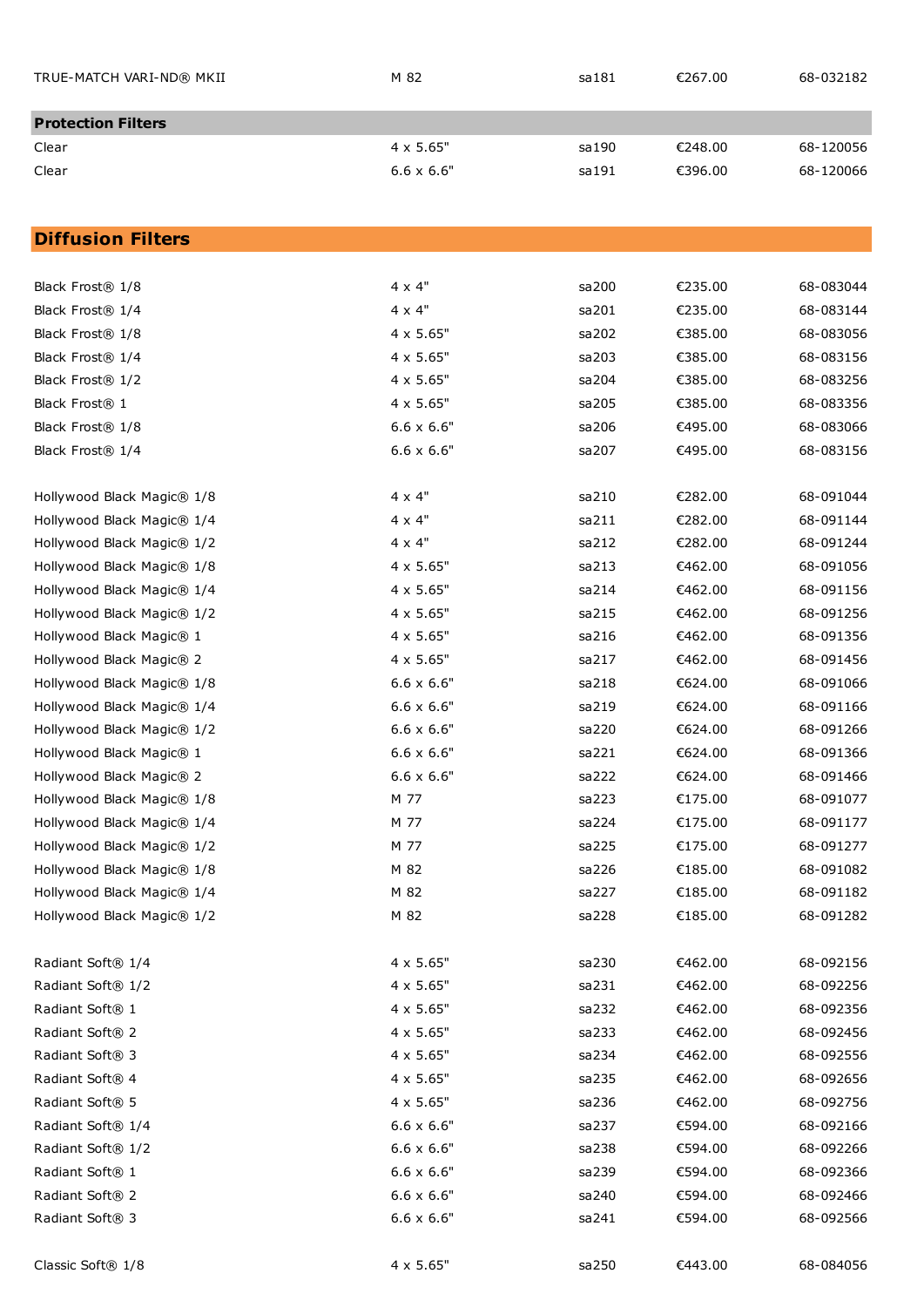| | | | | |
|---|---|---|---|---|
| TRUE-MATCH VARI-ND® MKII | M 82 | sa181 | €267.00 | 68-032182 |

## Protection Filters

| | | | | |
|---|---|---|---|---|
| Clear | 4 x 5.65" | sa190 | €248.00 | 68-120056 |
| Clear | 6.6 x 6.6" | sa191 | €396.00 | 68-120066 |

## Diffusion Filters

| | | | | |
|---|---|---|---|---|
| Black Frost® 1/8 | 4 x 4" | sa200 | €235.00 | 68-083044 |
| Black Frost® 1/4 | 4 x 4" | sa201 | €235.00 | 68-083144 |
| Black Frost® 1/8 | 4 x 5.65" | sa202 | €385.00 | 68-083056 |
| Black Frost® 1/4 | 4 x 5.65" | sa203 | €385.00 | 68-083156 |
| Black Frost® 1/2 | 4 x 5.65" | sa204 | €385.00 | 68-083256 |
| Black Frost® 1 | 4 x 5.65" | sa205 | €385.00 | 68-083356 |
| Black Frost® 1/8 | 6.6 x 6.6" | sa206 | €495.00 | 68-083066 |
| Black Frost® 1/4 | 6.6 x 6.6" | sa207 | €495.00 | 68-083156 |
| | | | | |
| Hollywood Black Magic® 1/8 | 4 x 4" | sa210 | €282.00 | 68-091044 |
| Hollywood Black Magic® 1/4 | 4 x 4" | sa211 | €282.00 | 68-091144 |
| Hollywood Black Magic® 1/2 | 4 x 4" | sa212 | €282.00 | 68-091244 |
| Hollywood Black Magic® 1/8 | 4 x 5.65" | sa213 | €462.00 | 68-091056 |
| Hollywood Black Magic® 1/4 | 4 x 5.65" | sa214 | €462.00 | 68-091156 |
| Hollywood Black Magic® 1/2 | 4 x 5.65" | sa215 | €462.00 | 68-091256 |
| Hollywood Black Magic® 1 | 4 x 5.65" | sa216 | €462.00 | 68-091356 |
| Hollywood Black Magic® 2 | 4 x 5.65" | sa217 | €462.00 | 68-091456 |
| Hollywood Black Magic® 1/8 | 6.6 x 6.6" | sa218 | €624.00 | 68-091066 |
| Hollywood Black Magic® 1/4 | 6.6 x 6.6" | sa219 | €624.00 | 68-091166 |
| Hollywood Black Magic® 1/2 | 6.6 x 6.6" | sa220 | €624.00 | 68-091266 |
| Hollywood Black Magic® 1 | 6.6 x 6.6" | sa221 | €624.00 | 68-091366 |
| Hollywood Black Magic® 2 | 6.6 x 6.6" | sa222 | €624.00 | 68-091466 |
| Hollywood Black Magic® 1/8 | M 77 | sa223 | €175.00 | 68-091077 |
| Hollywood Black Magic® 1/4 | M 77 | sa224 | €175.00 | 68-091177 |
| Hollywood Black Magic® 1/2 | M 77 | sa225 | €175.00 | 68-091277 |
| Hollywood Black Magic® 1/8 | M 82 | sa226 | €185.00 | 68-091082 |
| Hollywood Black Magic® 1/4 | M 82 | sa227 | €185.00 | 68-091182 |
| Hollywood Black Magic® 1/2 | M 82 | sa228 | €185.00 | 68-091282 |
| | | | | |
| Radiant Soft® 1/4 | 4 x 5.65" | sa230 | €462.00 | 68-092156 |
| Radiant Soft® 1/2 | 4 x 5.65" | sa231 | €462.00 | 68-092256 |
| Radiant Soft® 1 | 4 x 5.65" | sa232 | €462.00 | 68-092356 |
| Radiant Soft® 2 | 4 x 5.65" | sa233 | €462.00 | 68-092456 |
| Radiant Soft® 3 | 4 x 5.65" | sa234 | €462.00 | 68-092556 |
| Radiant Soft® 4 | 4 x 5.65" | sa235 | €462.00 | 68-092656 |
| Radiant Soft® 5 | 4 x 5.65" | sa236 | €462.00 | 68-092756 |
| Radiant Soft® 1/4 | 6.6 x 6.6" | sa237 | €594.00 | 68-092166 |
| Radiant Soft® 1/2 | 6.6 x 6.6" | sa238 | €594.00 | 68-092266 |
| Radiant Soft® 1 | 6.6 x 6.6" | sa239 | €594.00 | 68-092366 |
| Radiant Soft® 2 | 6.6 x 6.6" | sa240 | €594.00 | 68-092466 |
| Radiant Soft® 3 | 6.6 x 6.6" | sa241 | €594.00 | 68-092566 |
| | | | | |
| Classic Soft® 1/8 | 4 x 5.65" | sa250 | €443.00 | 68-084056 |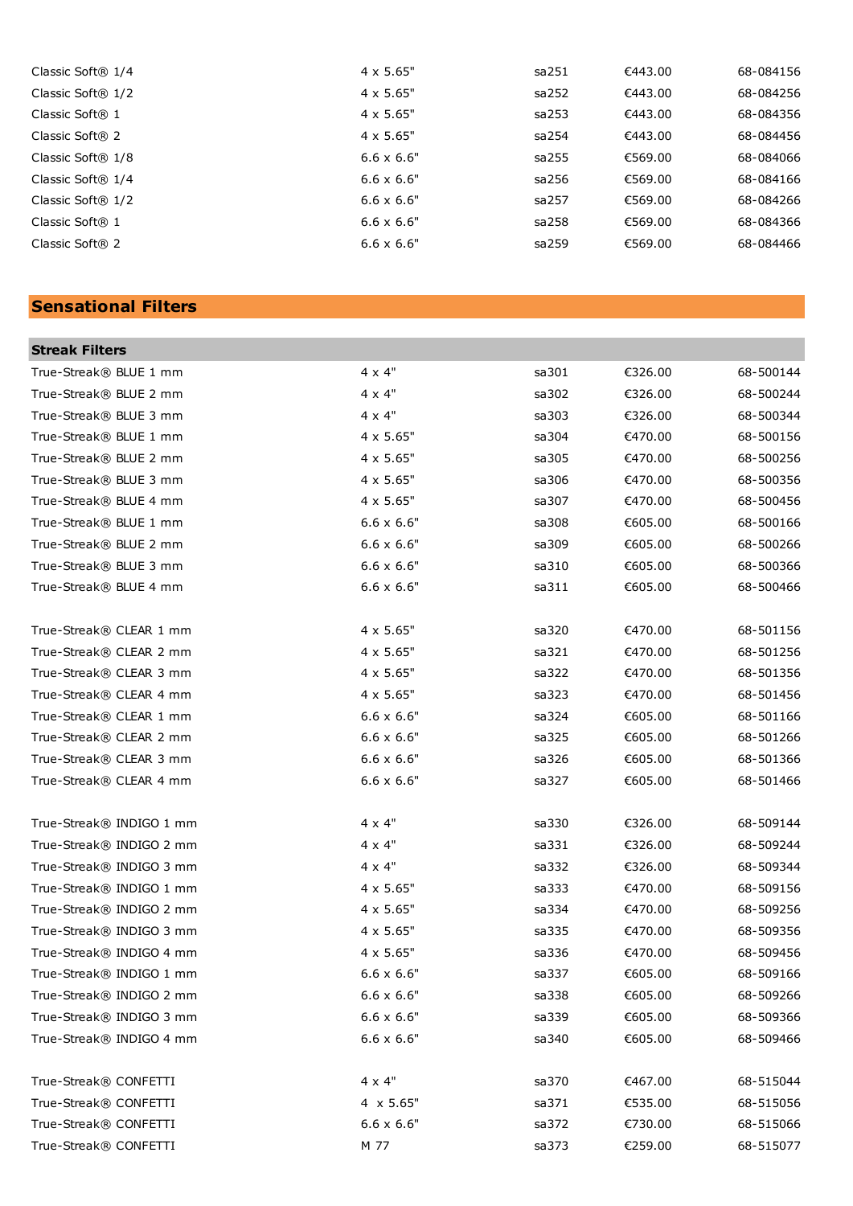| | | | | |
|---|---|---|---|---|
| Classic Soft® 1/4 | 4 x 5.65" | sa251 | €443.00 | 68-084156 |
| Classic Soft® 1/2 | 4 x 5.65" | sa252 | €443.00 | 68-084256 |
| Classic Soft® 1 | 4 x 5.65" | sa253 | €443.00 | 68-084356 |
| Classic Soft® 2 | 4 x 5.65" | sa254 | €443.00 | 68-084456 |
| Classic Soft® 1/8 | 6.6 x 6.6" | sa255 | €569.00 | 68-084066 |
| Classic Soft® 1/4 | 6.6 x 6.6" | sa256 | €569.00 | 68-084166 |
| Classic Soft® 1/2 | 6.6 x 6.6" | sa257 | €569.00 | 68-084266 |
| Classic Soft® 1 | 6.6 x 6.6" | sa258 | €569.00 | 68-084366 |
| Classic Soft® 2 | 6.6 x 6.6" | sa259 | €569.00 | 68-084466 |

## Sensational Filters

### Streak Filters

| | | | | |
|---|---|---|---|---|
| True-Streak® BLUE 1 mm | 4 x 4" | sa301 | €326.00 | 68-500144 |
| True-Streak® BLUE 2 mm | 4 x 4" | sa302 | €326.00 | 68-500244 |
| True-Streak® BLUE 3 mm | 4 x 4" | sa303 | €326.00 | 68-500344 |
| True-Streak® BLUE 1 mm | 4 x 5.65" | sa304 | €470.00 | 68-500156 |
| True-Streak® BLUE 2 mm | 4 x 5.65" | sa305 | €470.00 | 68-500256 |
| True-Streak® BLUE 3 mm | 4 x 5.65" | sa306 | €470.00 | 68-500356 |
| True-Streak® BLUE 4 mm | 4 x 5.65" | sa307 | €470.00 | 68-500456 |
| True-Streak® BLUE 1 mm | 6.6 x 6.6" | sa308 | €605.00 | 68-500166 |
| True-Streak® BLUE 2 mm | 6.6 x 6.6" | sa309 | €605.00 | 68-500266 |
| True-Streak® BLUE 3 mm | 6.6 x 6.6" | sa310 | €605.00 | 68-500366 |
| True-Streak® BLUE 4 mm | 6.6 x 6.6" | sa311 | €605.00 | 68-500466 |
| | | | | |
| True-Streak® CLEAR 1 mm | 4 x 5.65" | sa320 | €470.00 | 68-501156 |
| True-Streak® CLEAR 2 mm | 4 x 5.65" | sa321 | €470.00 | 68-501256 |
| True-Streak® CLEAR 3 mm | 4 x 5.65" | sa322 | €470.00 | 68-501356 |
| True-Streak® CLEAR 4 mm | 4 x 5.65" | sa323 | €470.00 | 68-501456 |
| True-Streak® CLEAR 1 mm | 6.6 x 6.6" | sa324 | €605.00 | 68-501166 |
| True-Streak® CLEAR 2 mm | 6.6 x 6.6" | sa325 | €605.00 | 68-501266 |
| True-Streak® CLEAR 3 mm | 6.6 x 6.6" | sa326 | €605.00 | 68-501366 |
| True-Streak® CLEAR 4 mm | 6.6 x 6.6" | sa327 | €605.00 | 68-501466 |
| | | | | |
| True-Streak® INDIGO 1 mm | 4 x 4" | sa330 | €326.00 | 68-509144 |
| True-Streak® INDIGO 2 mm | 4 x 4" | sa331 | €326.00 | 68-509244 |
| True-Streak® INDIGO 3 mm | 4 x 4" | sa332 | €326.00 | 68-509344 |
| True-Streak® INDIGO 1 mm | 4 x 5.65" | sa333 | €470.00 | 68-509156 |
| True-Streak® INDIGO 2 mm | 4 x 5.65" | sa334 | €470.00 | 68-509256 |
| True-Streak® INDIGO 3 mm | 4 x 5.65" | sa335 | €470.00 | 68-509356 |
| True-Streak® INDIGO 4 mm | 4 x 5.65" | sa336 | €470.00 | 68-509456 |
| True-Streak® INDIGO 1 mm | 6.6 x 6.6" | sa337 | €605.00 | 68-509166 |
| True-Streak® INDIGO 2 mm | 6.6 x 6.6" | sa338 | €605.00 | 68-509266 |
| True-Streak® INDIGO 3 mm | 6.6 x 6.6" | sa339 | €605.00 | 68-509366 |
| True-Streak® INDIGO 4 mm | 6.6 x 6.6" | sa340 | €605.00 | 68-509466 |
| | | | | |
| True-Streak® CONFETTI | 4 x 4" | sa370 | €467.00 | 68-515044 |
| True-Streak® CONFETTI | 4 x 5.65" | sa371 | €535.00 | 68-515056 |
| True-Streak® CONFETTI | 6.6 x 6.6" | sa372 | €730.00 | 68-515066 |
| True-Streak® CONFETTI | M 77 | sa373 | €259.00 | 68-515077 |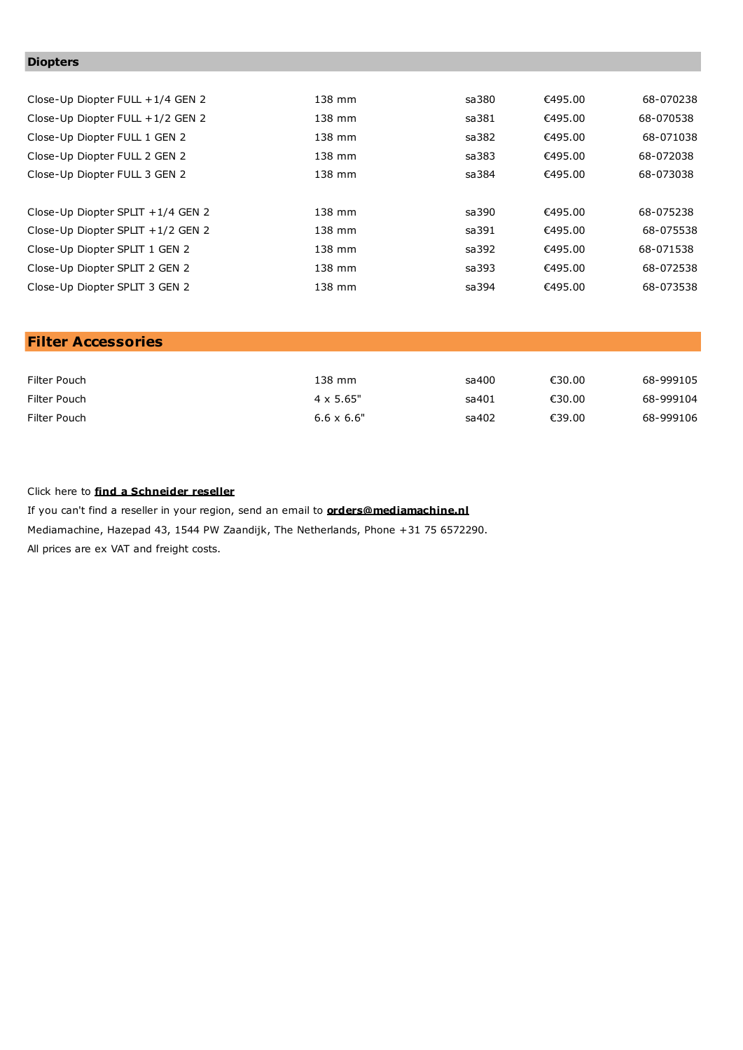## Diopters

| | | | | |
|---|---|---|---|---|
| Close-Up Diopter FULL +1/4 GEN 2 | 138 mm | sa380 | €495.00 | 68-070238 |
| Close-Up Diopter FULL +1/2 GEN 2 | 138 mm | sa381 | €495.00 | 68-070538 |
| Close-Up Diopter FULL 1 GEN 2 | 138 mm | sa382 | €495.00 | 68-071038 |
| Close-Up Diopter FULL 2 GEN 2 | 138 mm | sa383 | €495.00 | 68-072038 |
| Close-Up Diopter FULL 3 GEN 2 | 138 mm | sa384 | €495.00 | 68-073038 |
| Close-Up Diopter SPLIT +1/4 GEN 2 | 138 mm | sa390 | €495.00 | 68-075238 |
| Close-Up Diopter SPLIT +1/2 GEN 2 | 138 mm | sa391 | €495.00 | 68-075538 |
| Close-Up Diopter SPLIT 1 GEN 2 | 138 mm | sa392 | €495.00 | 68-071538 |
| Close-Up Diopter SPLIT 2 GEN 2 | 138 mm | sa393 | €495.00 | 68-072538 |
| Close-Up Diopter SPLIT 3 GEN 2 | 138 mm | sa394 | €495.00 | 68-073538 |

## Filter Accessories

| | | | | |
|---|---|---|---|---|
| Filter Pouch | 138 mm | sa400 | €30.00 | 68-999105 |
| Filter Pouch | 4 x 5.65" | sa401 | €30.00 | 68-999104 |
| Filter Pouch | 6.6 x 6.6" | sa402 | €39.00 | 68-999106 |

Click here to **find a Schneider reseller**

If you can't find a reseller in your region, send an email to **orders@mediamachine.nl**

Mediamachine, Hazepad 43, 1544 PW Zaandijk, The Netherlands, Phone +31 75 6572290.

All prices are ex VAT and freight costs.